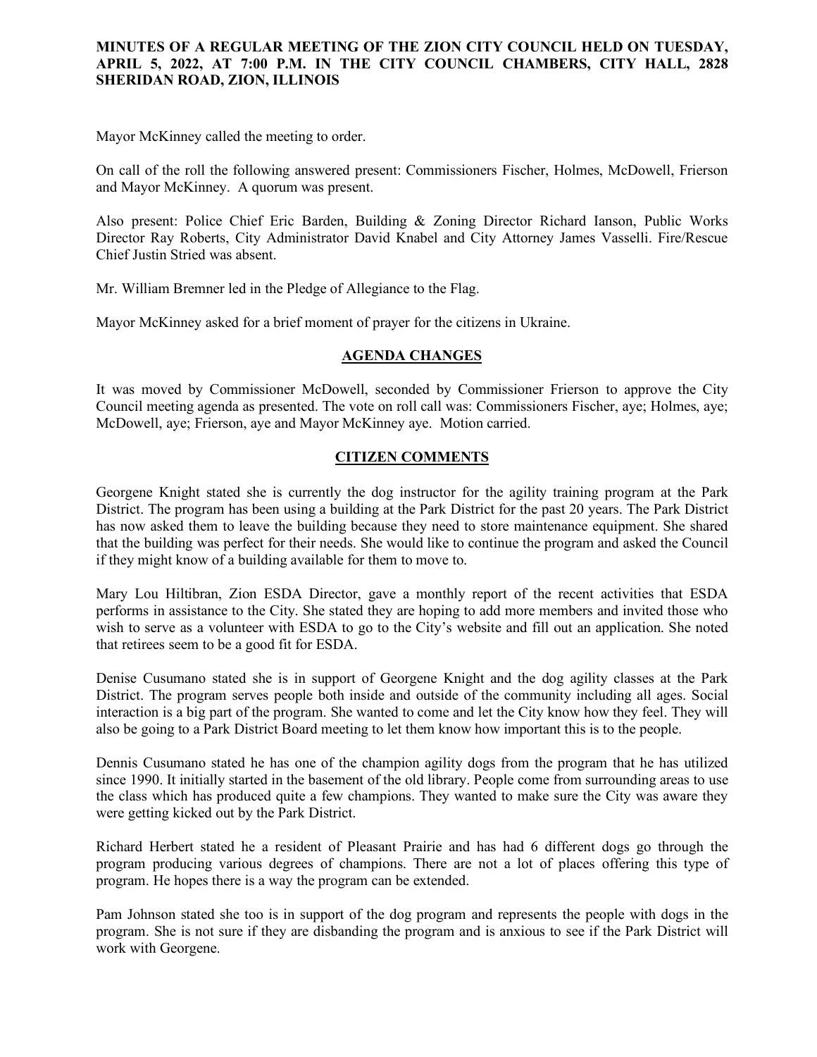**MINUTES OF A REGULAR MEETING OF THE ZION CITY COUNCIL HELD ON TUESDAY, APRIL 5, 2022, AT 7:00 P.M. IN THE CITY COUNCIL CHAMBERS, CITY HALL, 2828 SHERIDAN ROAD, ZION, ILLINOIS**

Mayor McKinney called the meeting to order.

On call of the roll the following answered present: Commissioners Fischer, Holmes, McDowell, Frierson and Mayor McKinney. A quorum was present.

Also present: Police Chief Eric Barden, Building & Zoning Director Richard Ianson, Public Works Director Ray Roberts, City Administrator David Knabel and City Attorney James Vasselli. Fire/Rescue Chief Justin Stried was absent.

Mr. William Bremner led in the Pledge of Allegiance to the Flag.

Mayor McKinney asked for a brief moment of prayer for the citizens in Ukraine.

## AGENDA CHANGES

It was moved by Commissioner McDowell, seconded by Commissioner Frierson to approve the City Council meeting agenda as presented. The vote on roll call was: Commissioners Fischer, aye; Holmes, aye; McDowell, aye; Frierson, aye and Mayor McKinney aye. Motion carried.

## CITIZEN COMMENTS

Georgene Knight stated she is currently the dog instructor for the agility training program at the Park District. The program has been using a building at the Park District for the past 20 years. The Park District has now asked them to leave the building because they need to store maintenance equipment. She shared that the building was perfect for their needs. She would like to continue the program and asked the Council if they might know of a building available for them to move to.

Mary Lou Hiltibran, Zion ESDA Director, gave a monthly report of the recent activities that ESDA performs in assistance to the City. She stated they are hoping to add more members and invited those who wish to serve as a volunteer with ESDA to go to the City's website and fill out an application. She noted that retirees seem to be a good fit for ESDA.

Denise Cusumano stated she is in support of Georgene Knight and the dog agility classes at the Park District. The program serves people both inside and outside of the community including all ages. Social interaction is a big part of the program. She wanted to come and let the City know how they feel. They will also be going to a Park District Board meeting to let them know how important this is to the people.

Dennis Cusumano stated he has one of the champion agility dogs from the program that he has utilized since 1990. It initially started in the basement of the old library. People come from surrounding areas to use the class which has produced quite a few champions. They wanted to make sure the City was aware they were getting kicked out by the Park District.

Richard Herbert stated he a resident of Pleasant Prairie and has had 6 different dogs go through the program producing various degrees of champions. There are not a lot of places offering this type of program. He hopes there is a way the program can be extended.

Pam Johnson stated she too is in support of the dog program and represents the people with dogs in the program. She is not sure if they are disbanding the program and is anxious to see if the Park District will work with Georgene.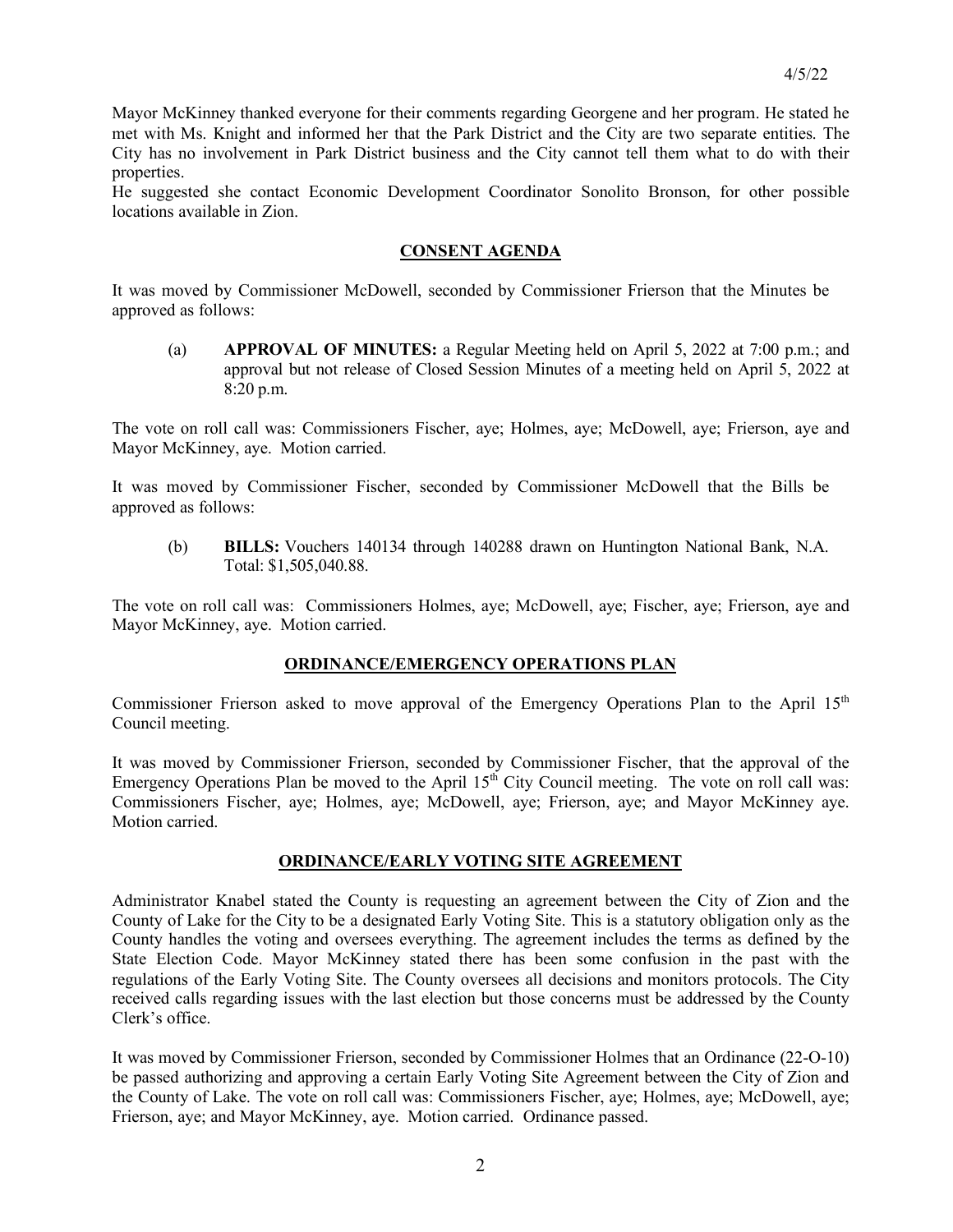Mayor McKinney thanked everyone for their comments regarding Georgene and her program. He stated he met with Ms. Knight and informed her that the Park District and the City are two separate entities. The City has no involvement in Park District business and the City cannot tell them what to do with their properties.

He suggested she contact Economic Development Coordinator Sonolito Bronson, for other possible locations available in Zion.

## CONSENT AGENDA

It was moved by Commissioner McDowell, seconded by Commissioner Frierson that the Minutes be approved as follows:

(a) **APPROVAL OF MINUTES:** a Regular Meeting held on April 5, 2022 at 7:00 p.m.; and approval but not release of Closed Session Minutes of a meeting held on April 5, 2022 at 8:20 p.m.

The vote on roll call was: Commissioners Fischer, aye; Holmes, aye; McDowell, aye; Frierson, aye and Mayor McKinney, aye. Motion carried.

It was moved by Commissioner Fischer, seconded by Commissioner McDowell that the Bills be approved as follows:

(b) **BILLS:** Vouchers 140134 through 140288 drawn on Huntington National Bank, N.A. Total: $1,505,040.88.

The vote on roll call was: Commissioners Holmes, aye; McDowell, aye; Fischer, aye; Frierson, aye and Mayor McKinney, aye. Motion carried.

## ORDINANCE/EMERGENCY OPERATIONS PLAN

Commissioner Frierson asked to move approval of the Emergency Operations Plan to the April 15th Council meeting.

It was moved by Commissioner Frierson, seconded by Commissioner Fischer, that the approval of the Emergency Operations Plan be moved to the April 15th City Council meeting. The vote on roll call was: Commissioners Fischer, aye; Holmes, aye; McDowell, aye; Frierson, aye; and Mayor McKinney aye. Motion carried.

## ORDINANCE/EARLY VOTING SITE AGREEMENT

Administrator Knabel stated the County is requesting an agreement between the City of Zion and the County of Lake for the City to be a designated Early Voting Site. This is a statutory obligation only as the County handles the voting and oversees everything. The agreement includes the terms as defined by the State Election Code. Mayor McKinney stated there has been some confusion in the past with the regulations of the Early Voting Site. The County oversees all decisions and monitors protocols. The City received calls regarding issues with the last election but those concerns must be addressed by the County Clerk's office.

It was moved by Commissioner Frierson, seconded by Commissioner Holmes that an Ordinance (22-O-10) be passed authorizing and approving a certain Early Voting Site Agreement between the City of Zion and the County of Lake. The vote on roll call was: Commissioners Fischer, aye; Holmes, aye; McDowell, aye; Frierson, aye; and Mayor McKinney, aye. Motion carried. Ordinance passed.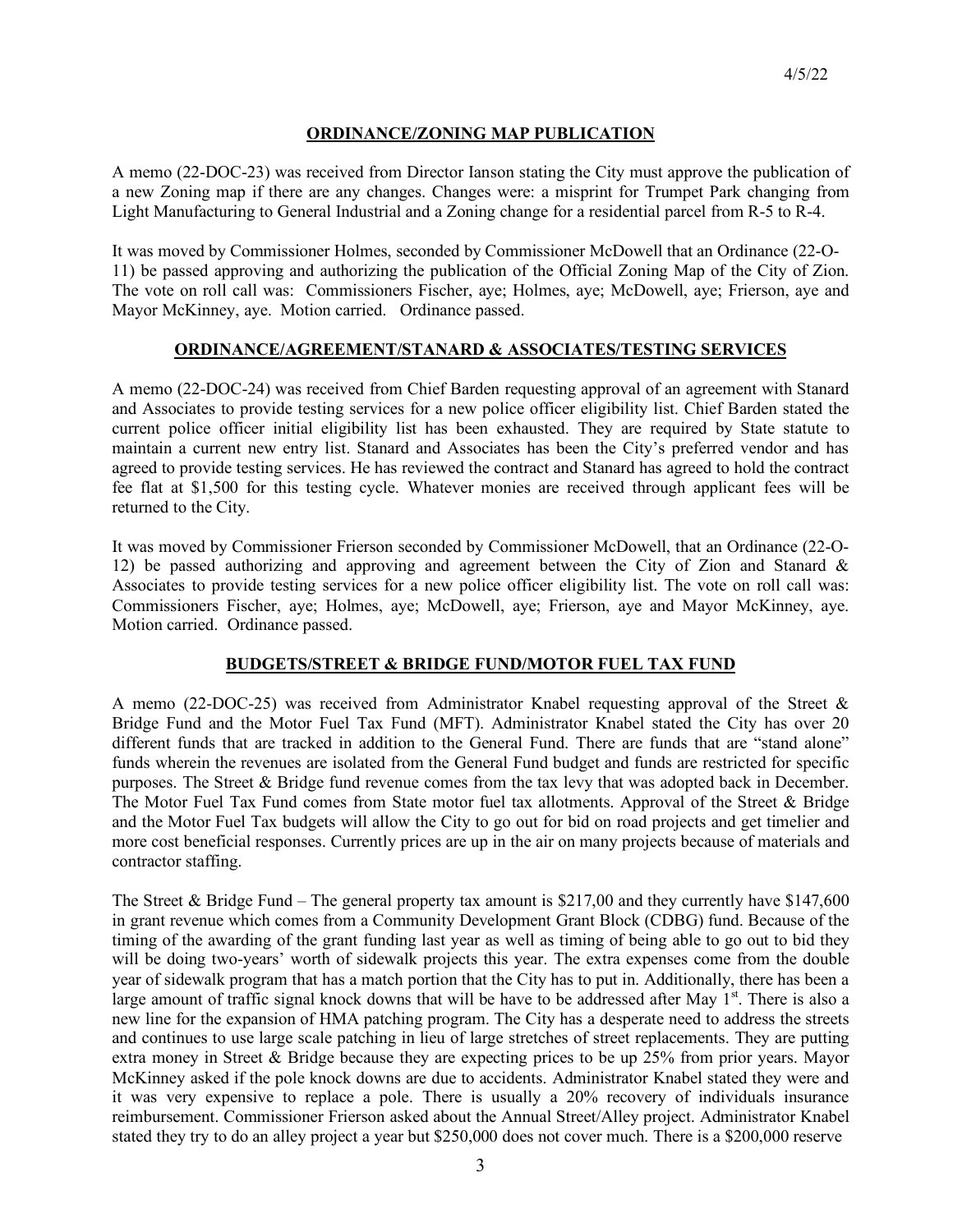## ORDINANCE/ZONING MAP PUBLICATION

A memo (22-DOC-23) was received from Director Ianson stating the City must approve the publication of a new Zoning map if there are any changes. Changes were: a misprint for Trumpet Park changing from Light Manufacturing to General Industrial and a Zoning change for a residential parcel from R-5 to R-4.

It was moved by Commissioner Holmes, seconded by Commissioner McDowell that an Ordinance (22-O-11) be passed approving and authorizing the publication of the Official Zoning Map of the City of Zion. The vote on roll call was: Commissioners Fischer, aye; Holmes, aye; McDowell, aye; Frierson, aye and Mayor McKinney, aye. Motion carried. Ordinance passed.

## ORDINANCE/AGREEMENT/STANARD & ASSOCIATES/TESTING SERVICES

A memo (22-DOC-24) was received from Chief Barden requesting approval of an agreement with Stanard and Associates to provide testing services for a new police officer eligibility list. Chief Barden stated the current police officer initial eligibility list has been exhausted. They are required by State statute to maintain a current new entry list. Stanard and Associates has been the City's preferred vendor and has agreed to provide testing services. He has reviewed the contract and Stanard has agreed to hold the contract fee flat at $1,500 for this testing cycle. Whatever monies are received through applicant fees will be returned to the City.

It was moved by Commissioner Frierson seconded by Commissioner McDowell, that an Ordinance (22-O-12) be passed authorizing and approving and agreement between the City of Zion and Stanard & Associates to provide testing services for a new police officer eligibility list. The vote on roll call was: Commissioners Fischer, aye; Holmes, aye; McDowell, aye; Frierson, aye and Mayor McKinney, aye. Motion carried. Ordinance passed.

## BUDGETS/STREET & BRIDGE FUND/MOTOR FUEL TAX FUND

A memo (22-DOC-25) was received from Administrator Knabel requesting approval of the Street & Bridge Fund and the Motor Fuel Tax Fund (MFT). Administrator Knabel stated the City has over 20 different funds that are tracked in addition to the General Fund. There are funds that are "stand alone" funds wherein the revenues are isolated from the General Fund budget and funds are restricted for specific purposes. The Street & Bridge fund revenue comes from the tax levy that was adopted back in December. The Motor Fuel Tax Fund comes from State motor fuel tax allotments. Approval of the Street & Bridge and the Motor Fuel Tax budgets will allow the City to go out for bid on road projects and get timelier and more cost beneficial responses. Currently prices are up in the air on many projects because of materials and contractor staffing.

The Street & Bridge Fund – The general property tax amount is $217,00 and they currently have $147,600 in grant revenue which comes from a Community Development Grant Block (CDBG) fund. Because of the timing of the awarding of the grant funding last year as well as timing of being able to go out to bid they will be doing two-years' worth of sidewalk projects this year. The extra expenses come from the double year of sidewalk program that has a match portion that the City has to put in. Additionally, there has been a large amount of traffic signal knock downs that will be have to be addressed after May 1st. There is also a new line for the expansion of HMA patching program. The City has a desperate need to address the streets and continues to use large scale patching in lieu of large stretches of street replacements. They are putting extra money in Street & Bridge because they are expecting prices to be up 25% from prior years. Mayor McKinney asked if the pole knock downs are due to accidents. Administrator Knabel stated they were and it was very expensive to replace a pole. There is usually a 20% recovery of individuals insurance reimbursement. Commissioner Frierson asked about the Annual Street/Alley project. Administrator Knabel stated they try to do an alley project a year but $250,000 does not cover much. There is a $200,000 reserve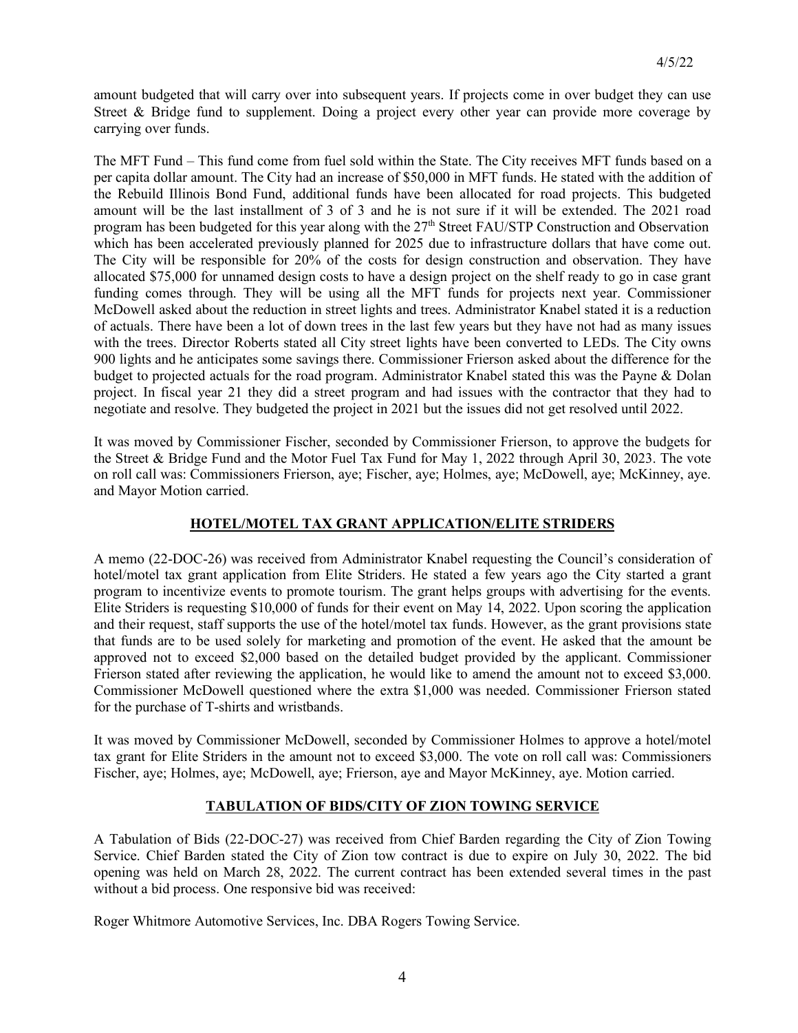amount budgeted that will carry over into subsequent years. If projects come in over budget they can use Street & Bridge fund to supplement. Doing a project every other year can provide more coverage by carrying over funds.

The MFT Fund – This fund come from fuel sold within the State. The City receives MFT funds based on a per capita dollar amount. The City had an increase of $50,000 in MFT funds. He stated with the addition of the Rebuild Illinois Bond Fund, additional funds have been allocated for road projects. This budgeted amount will be the last installment of 3 of 3 and he is not sure if it will be extended. The 2021 road program has been budgeted for this year along with the 27th Street FAU/STP Construction and Observation which has been accelerated previously planned for 2025 due to infrastructure dollars that have come out. The City will be responsible for 20% of the costs for design construction and observation. They have allocated $75,000 for unnamed design costs to have a design project on the shelf ready to go in case grant funding comes through. They will be using all the MFT funds for projects next year. Commissioner McDowell asked about the reduction in street lights and trees. Administrator Knabel stated it is a reduction of actuals. There have been a lot of down trees in the last few years but they have not had as many issues with the trees. Director Roberts stated all City street lights have been converted to LEDs. The City owns 900 lights and he anticipates some savings there. Commissioner Frierson asked about the difference for the budget to projected actuals for the road program. Administrator Knabel stated this was the Payne & Dolan project. In fiscal year 21 they did a street program and had issues with the contractor that they had to negotiate and resolve. They budgeted the project in 2021 but the issues did not get resolved until 2022.

It was moved by Commissioner Fischer, seconded by Commissioner Frierson, to approve the budgets for the Street & Bridge Fund and the Motor Fuel Tax Fund for May 1, 2022 through April 30, 2023. The vote on roll call was: Commissioners Frierson, aye; Fischer, aye; Holmes, aye; McDowell, aye; McKinney, aye. and Mayor Motion carried.

## HOTEL/MOTEL TAX GRANT APPLICATION/ELITE STRIDERS

A memo (22-DOC-26) was received from Administrator Knabel requesting the Council's consideration of hotel/motel tax grant application from Elite Striders. He stated a few years ago the City started a grant program to incentivize events to promote tourism. The grant helps groups with advertising for the events. Elite Striders is requesting $10,000 of funds for their event on May 14, 2022. Upon scoring the application and their request, staff supports the use of the hotel/motel tax funds. However, as the grant provisions state that funds are to be used solely for marketing and promotion of the event. He asked that the amount be approved not to exceed $2,000 based on the detailed budget provided by the applicant. Commissioner Frierson stated after reviewing the application, he would like to amend the amount not to exceed $3,000. Commissioner McDowell questioned where the extra $1,000 was needed. Commissioner Frierson stated for the purchase of T-shirts and wristbands.

It was moved by Commissioner McDowell, seconded by Commissioner Holmes to approve a hotel/motel tax grant for Elite Striders in the amount not to exceed $3,000. The vote on roll call was: Commissioners Fischer, aye; Holmes, aye; McDowell, aye; Frierson, aye and Mayor McKinney, aye. Motion carried.

## TABULATION OF BIDS/CITY OF ZION TOWING SERVICE

A Tabulation of Bids (22-DOC-27) was received from Chief Barden regarding the City of Zion Towing Service. Chief Barden stated the City of Zion tow contract is due to expire on July 30, 2022. The bid opening was held on March 28, 2022. The current contract has been extended several times in the past without a bid process. One responsive bid was received:

Roger Whitmore Automotive Services, Inc. DBA Rogers Towing Service.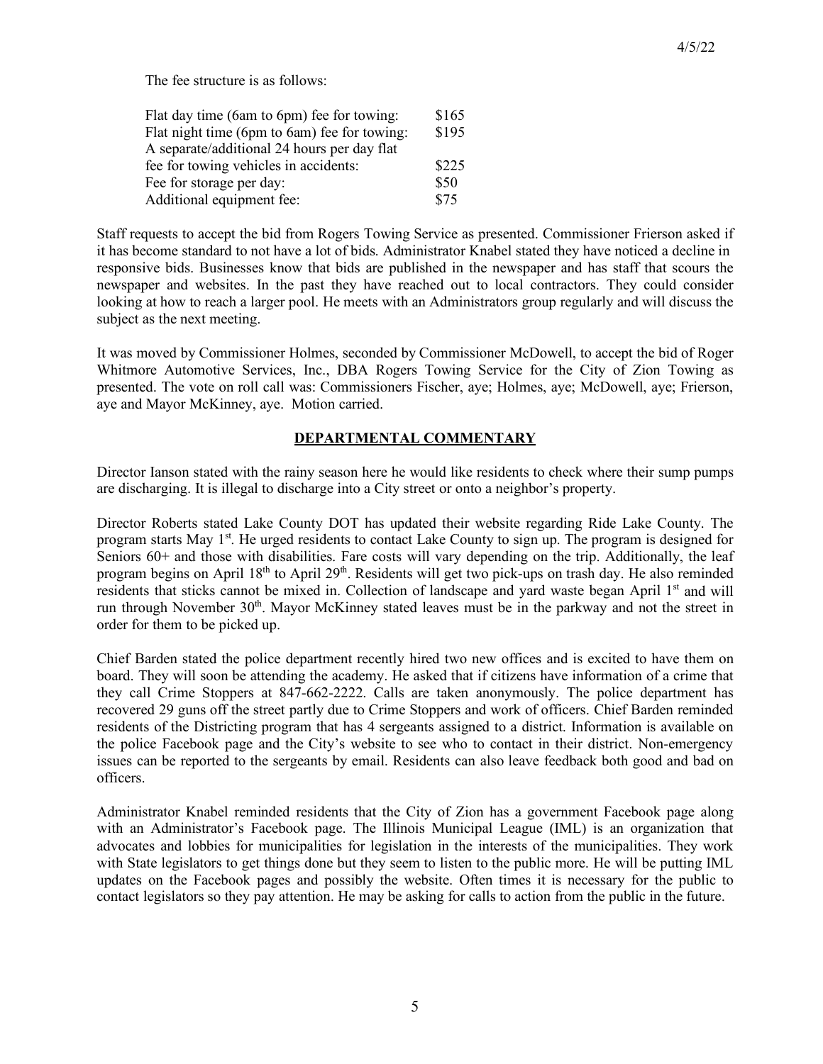The fee structure is as follows:

| | |
|---|---|
| Flat day time (6am to 6pm) fee for towing: | $165 |
| Flat night time (6pm to 6am) fee for towing: | $195 |
| A separate/additional 24 hours per day flat fee for towing vehicles in accidents: | $225 |
| Fee for storage per day: | $50 |
| Additional equipment fee: | $75 |

Staff requests to accept the bid from Rogers Towing Service as presented. Commissioner Frierson asked if it has become standard to not have a lot of bids. Administrator Knabel stated they have noticed a decline in responsive bids. Businesses know that bids are published in the newspaper and has staff that scours the newspaper and websites. In the past they have reached out to local contractors. They could consider looking at how to reach a larger pool. He meets with an Administrators group regularly and will discuss the subject as the next meeting.

It was moved by Commissioner Holmes, seconded by Commissioner McDowell, to accept the bid of Roger Whitmore Automotive Services, Inc., DBA Rogers Towing Service for the City of Zion Towing as presented. The vote on roll call was: Commissioners Fischer, aye; Holmes, aye; McDowell, aye; Frierson, aye and Mayor McKinney, aye. Motion carried.

## DEPARTMENTAL COMMENTARY

Director Ianson stated with the rainy season here he would like residents to check where their sump pumps are discharging. It is illegal to discharge into a City street or onto a neighbor's property.

Director Roberts stated Lake County DOT has updated their website regarding Ride Lake County. The program starts May 1st. He urged residents to contact Lake County to sign up. The program is designed for Seniors 60+ and those with disabilities. Fare costs will vary depending on the trip. Additionally, the leaf program begins on April 18th to April 29th. Residents will get two pick-ups on trash day. He also reminded residents that sticks cannot be mixed in. Collection of landscape and yard waste began April 1st and will run through November 30th. Mayor McKinney stated leaves must be in the parkway and not the street in order for them to be picked up.

Chief Barden stated the police department recently hired two new offices and is excited to have them on board. They will soon be attending the academy. He asked that if citizens have information of a crime that they call Crime Stoppers at 847-662-2222. Calls are taken anonymously. The police department has recovered 29 guns off the street partly due to Crime Stoppers and work of officers. Chief Barden reminded residents of the Districting program that has 4 sergeants assigned to a district. Information is available on the police Facebook page and the City's website to see who to contact in their district. Non-emergency issues can be reported to the sergeants by email. Residents can also leave feedback both good and bad on officers.

Administrator Knabel reminded residents that the City of Zion has a government Facebook page along with an Administrator's Facebook page. The Illinois Municipal League (IML) is an organization that advocates and lobbies for municipalities for legislation in the interests of the municipalities. They work with State legislators to get things done but they seem to listen to the public more. He will be putting IML updates on the Facebook pages and possibly the website. Often times it is necessary for the public to contact legislators so they pay attention. He may be asking for calls to action from the public in the future.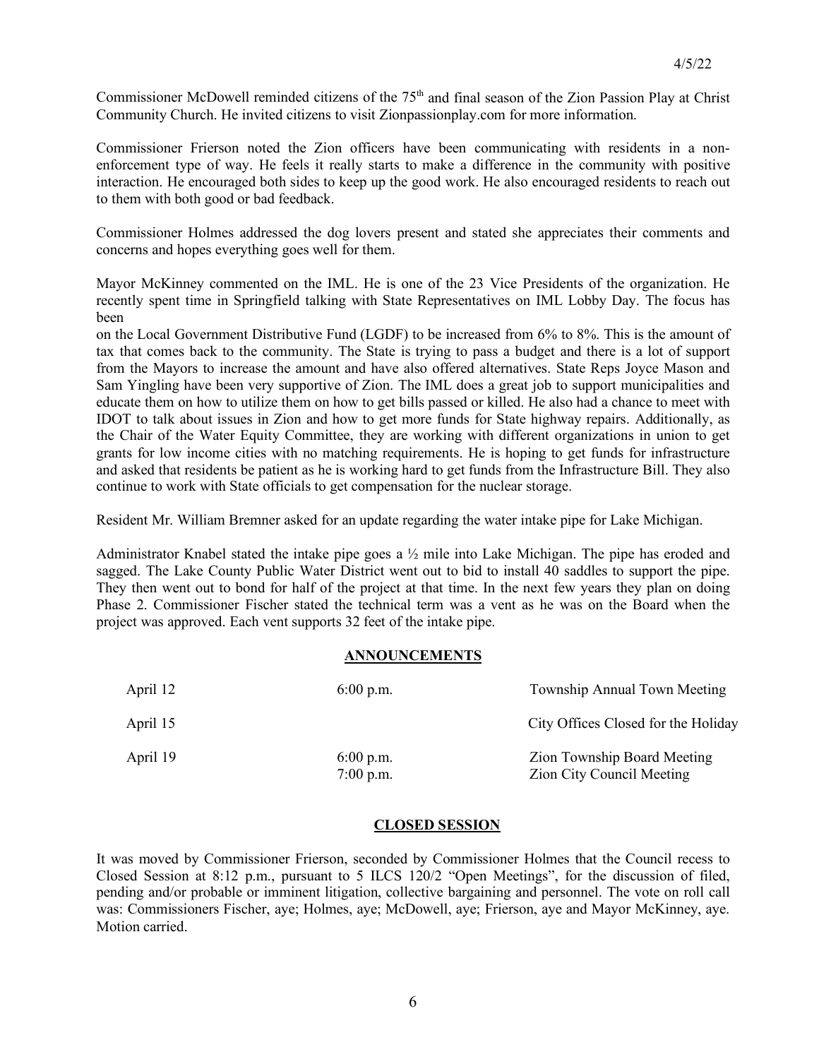Commissioner McDowell reminded citizens of the 75th and final season of the Zion Passion Play at Christ Community Church. He invited citizens to visit Zionpassionplay.com for more information.

Commissioner Frierson noted the Zion officers have been communicating with residents in a non-enforcement type of way. He feels it really starts to make a difference in the community with positive interaction. He encouraged both sides to keep up the good work. He also encouraged residents to reach out to them with both good or bad feedback.

Commissioner Holmes addressed the dog lovers present and stated she appreciates their comments and concerns and hopes everything goes well for them.

Mayor McKinney commented on the IML. He is one of the 23 Vice Presidents of the organization. He recently spent time in Springfield talking with State Representatives on IML Lobby Day. The focus has been on the Local Government Distributive Fund (LGDF) to be increased from 6% to 8%. This is the amount of tax that comes back to the community. The State is trying to pass a budget and there is a lot of support from the Mayors to increase the amount and have also offered alternatives. State Reps Joyce Mason and Sam Yingling have been very supportive of Zion. The IML does a great job to support municipalities and educate them on how to utilize them on how to get bills passed or killed. He also had a chance to meet with IDOT to talk about issues in Zion and how to get more funds for State highway repairs. Additionally, as the Chair of the Water Equity Committee, they are working with different organizations in union to get grants for low income cities with no matching requirements. He is hoping to get funds for infrastructure and asked that residents be patient as he is working hard to get funds from the Infrastructure Bill. They also continue to work with State officials to get compensation for the nuclear storage.

Resident Mr. William Bremner asked for an update regarding the water intake pipe for Lake Michigan.

Administrator Knabel stated the intake pipe goes a ½ mile into Lake Michigan. The pipe has eroded and sagged. The Lake County Public Water District went out to bid to install 40 saddles to support the pipe. They then went out to bond for half of the project at that time. In the next few years they plan on doing Phase 2. Commissioner Fischer stated the technical term was a vent as he was on the Board when the project was approved. Each vent supports 32 feet of the intake pipe.

## ANNOUNCEMENTS

| | | |
|---|---|---|
| April 12 | 6:00 p.m. | Township Annual Town Meeting |
| April 15 | | City Offices Closed for the Holiday |
| April 19 | 6:00 p.m.<br>7:00 p.m. | Zion Township Board Meeting<br>Zion City Council Meeting |

## CLOSED SESSION

It was moved by Commissioner Frierson, seconded by Commissioner Holmes that the Council recess to Closed Session at 8:12 p.m., pursuant to 5 ILCS 120/2 "Open Meetings", for the discussion of filed, pending and/or probable or imminent litigation, collective bargaining and personnel. The vote on roll call was: Commissioners Fischer, aye; Holmes, aye; McDowell, aye; Frierson, aye and Mayor McKinney, aye. Motion carried.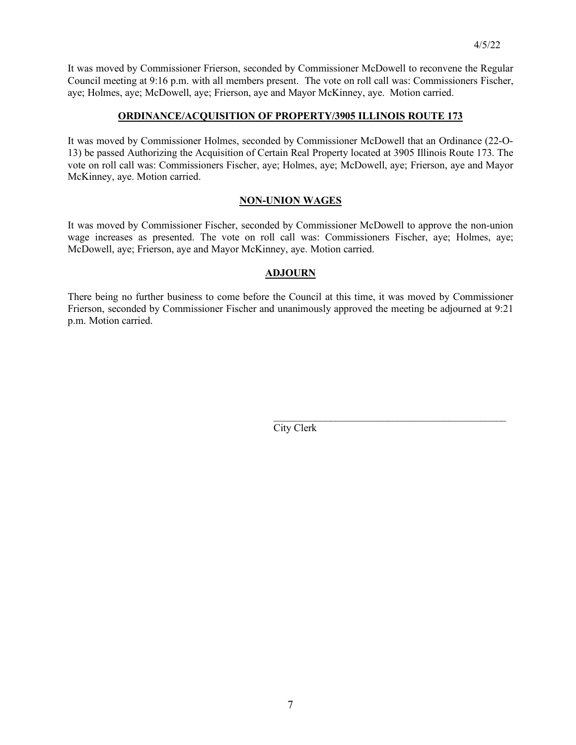It was moved by Commissioner Frierson, seconded by Commissioner McDowell to reconvene the Regular Council meeting at 9:16 p.m. with all members present. The vote on roll call was: Commissioners Fischer, aye; Holmes, aye; McDowell, aye; Frierson, aye and Mayor McKinney, aye. Motion carried.

## ORDINANCE/ACQUISITION OF PROPERTY/3905 ILLINOIS ROUTE 173

It was moved by Commissioner Holmes, seconded by Commissioner McDowell that an Ordinance (22-O-13) be passed Authorizing the Acquisition of Certain Real Property located at 3905 Illinois Route 173. The vote on roll call was: Commissioners Fischer, aye; Holmes, aye; McDowell, aye; Frierson, aye and Mayor McKinney, aye. Motion carried.

## NON-UNION WAGES

It was moved by Commissioner Fischer, seconded by Commissioner McDowell to approve the non-union wage increases as presented. The vote on roll call was: Commissioners Fischer, aye; Holmes, aye; McDowell, aye; Frierson, aye and Mayor McKinney, aye. Motion carried.

## ADJOURN

There being no further business to come before the Council at this time, it was moved by Commissioner Frierson, seconded by Commissioner Fischer and unanimously approved the meeting be adjourned at 9:21 p.m. Motion carried.

\_\_\_\_\_\_\_\_\_\_\_\_\_\_\_\_\_\_\_\_\_\_\_\_\_\_\_\_\_\_\_\_\_\_\_\_\_\_\_\_\_\_\_\_\_\_

City Clerk